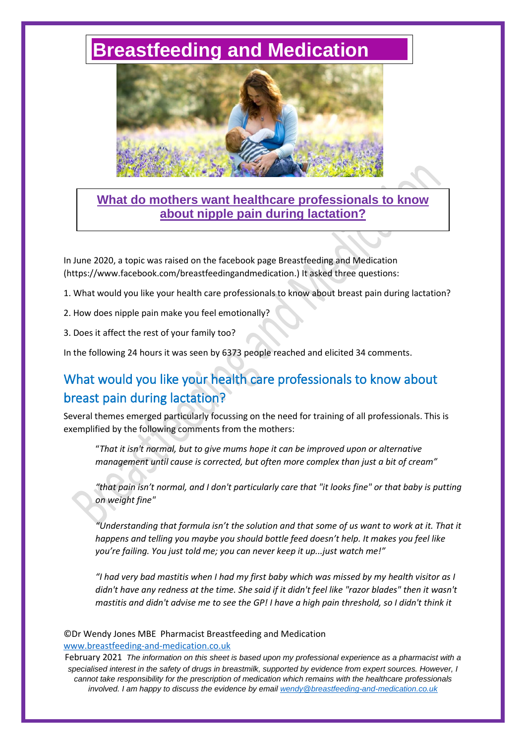# Breastfeeding and Medication

## What do mothers want healthcare professionals to know about nipple pain during lactation?

In June 2020, a topic was raised on the facebook page Breastfeeding and Medication (https://www.facebook.com/breastfeedingandmedication.) It asked three questions:

1. What would you like your health care professionals to know about breast pain during lactation?

2. How does nipple pain make you feel emotionally?

3. Does it affect the rest of your family too?

In the following 24 hours it was seen by 6373 people reached and elicited 34 comments.

## What would you like your health care professionals to know about breast pain during lactation?

Several themes emerged particularly focussing on the need for training of all professionals. This is exemplified by the following comments from the mothers:

> *"That it isn't normal, but to give mums hope it can be improved upon or alternative management until cause is corrected, but often more complex than just a bit of cream"*

> *"that pain isn't normal, and I don't particularly care that "it looks fine" or that baby is putting on weight fine"*

> *"Understanding that formula isn't the solution and that some of us want to work at it. That it happens and telling you maybe you should bottle feed doesn't help. It makes you feel like you're failing. You just told me; you can never keep it up...just watch me!"*

> *"I had very bad mastitis when I had my first baby which was missed by my health visitor as I didn't have any redness at the time. She said if it didn't feel like "razor blades" then it wasn't mastitis and didn't advise me to see the GP! I have a high pain threshold, so I didn't think it*

©Dr Wendy Jones MBE Pharmacist Breastfeeding and Medication
www.breastfeeding-and-medication.co.uk
February 2021 *The information on this sheet is based upon my professional experience as a pharmacist with a specialised interest in the safety of drugs in breastmilk, supported by evidence from expert sources. However, I cannot take responsibility for the prescription of medication which remains with the healthcare professionals involved. I am happy to discuss the evidence by email wendy@breastfeeding-and-medication.co.uk*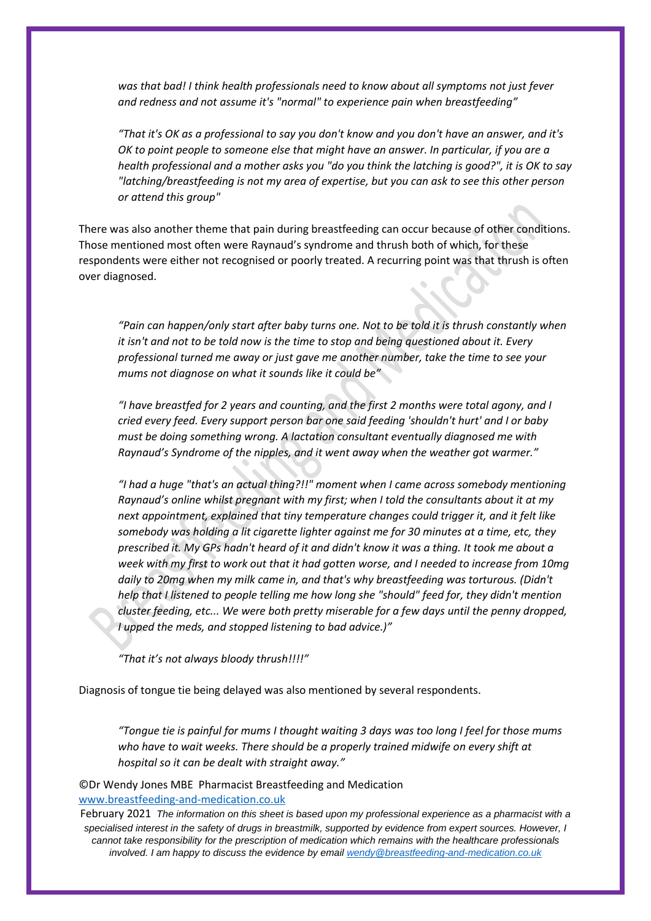*was that bad! I think health professionals need to know about all symptoms not just fever and redness and not assume it's "normal" to experience pain when breastfeeding"*

*"That it's OK as a professional to say you don't know and you don't have an answer, and it's OK to point people to someone else that might have an answer. In particular, if you are a health professional and a mother asks you "do you think the latching is good?", it is OK to say "latching/breastfeeding is not my area of expertise, but you can ask to see this other person or attend this group"*

There was also another theme that pain during breastfeeding can occur because of other conditions. Those mentioned most often were Raynaud's syndrome and thrush both of which, for these respondents were either not recognised or poorly treated. A recurring point was that thrush is often over diagnosed.

*"Pain can happen/only start after baby turns one. Not to be told it is thrush constantly when it isn't and not to be told now is the time to stop and being questioned about it. Every professional turned me away or just gave me another number, take the time to see your mums not diagnose on what it sounds like it could be"*

*"I have breastfed for 2 years and counting, and the first 2 months were total agony, and I cried every feed. Every support person bar one said feeding 'shouldn't hurt' and I or baby must be doing something wrong. A lactation consultant eventually diagnosed me with Raynaud's Syndrome of the nipples, and it went away when the weather got warmer."*

*"I had a huge "that's an actual thing?!!" moment when I came across somebody mentioning Raynaud's online whilst pregnant with my first; when I told the consultants about it at my next appointment, explained that tiny temperature changes could trigger it, and it felt like somebody was holding a lit cigarette lighter against me for 30 minutes at a time, etc, they prescribed it. My GPs hadn't heard of it and didn't know it was a thing. It took me about a week with my first to work out that it had gotten worse, and I needed to increase from 10mg daily to 20mg when my milk came in, and that's why breastfeeding was torturous. (Didn't help that I listened to people telling me how long she "should" feed for, they didn't mention cluster feeding, etc... We were both pretty miserable for a few days until the penny dropped, I upped the meds, and stopped listening to bad advice.)"*

*"That it's not always bloody thrush!!!!"*

Diagnosis of tongue tie being delayed was also mentioned by several respondents.

*"Tongue tie is painful for mums I thought waiting 3 days was too long I feel for those mums who have to wait weeks. There should be a properly trained midwife on every shift at hospital so it can be dealt with straight away."*

©Dr Wendy Jones MBE Pharmacist Breastfeeding and Medication
www.breastfeeding-and-medication.co.uk
February 2021 *The information on this sheet is based upon my professional experience as a pharmacist with a specialised interest in the safety of drugs in breastmilk, supported by evidence from expert sources. However, I cannot take responsibility for the prescription of medication which remains with the healthcare professionals involved. I am happy to discuss the evidence by email wendy@breastfeeding-and-medication.co.uk*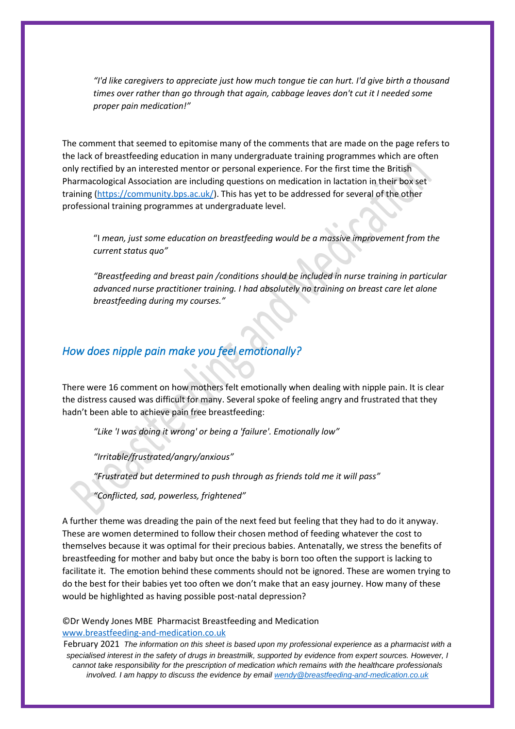*"I'd like caregivers to appreciate just how much tongue tie can hurt. I'd give birth a thousand times over rather than go through that again, cabbage leaves don't cut it I needed some proper pain medication!"*

The comment that seemed to epitomise many of the comments that are made on the page refers to the lack of breastfeeding education in many undergraduate training programmes which are often only rectified by an interested mentor or personal experience. For the first time the British Pharmacological Association are including questions on medication in lactation in their box set training (https://community.bps.ac.uk/). This has yet to be addressed for several of the other professional training programmes at undergraduate level.

"I *mean, just some education on breastfeeding would be a massive improvement from the current status quo"*

*"Breastfeeding and breast pain /conditions should be included in nurse training in particular advanced nurse practitioner training. I had absolutely no training on breast care let alone breastfeeding during my courses."*

## *How does nipple pain make you feel emotionally?*

There were 16 comment on how mothers felt emotionally when dealing with nipple pain. It is clear the distress caused was difficult for many. Several spoke of feeling angry and frustrated that they hadn't been able to achieve pain free breastfeeding:

*"Like 'I was doing it wrong' or being a 'failure'. Emotionally low"*

*"Irritable/frustrated/angry/anxious"*

*"Frustrated but determined to push through as friends told me it will pass"*

*"Conflicted, sad, powerless, frightened"*

A further theme was dreading the pain of the next feed but feeling that they had to do it anyway. These are women determined to follow their chosen method of feeding whatever the cost to themselves because it was optimal for their precious babies. Antenatally, we stress the benefits of breastfeeding for mother and baby but once the baby is born too often the support is lacking to facilitate it. The emotion behind these comments should not be ignored. These are women trying to do the best for their babies yet too often we don't make that an easy journey. How many of these would be highlighted as having possible post-natal depression?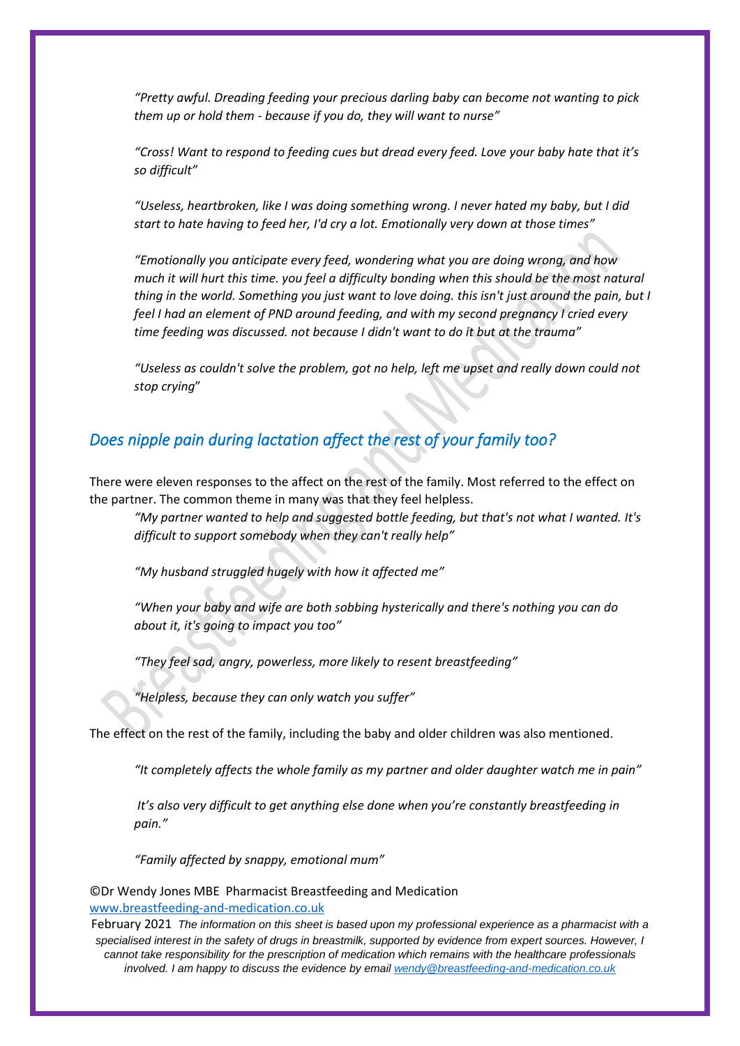*"Pretty awful. Dreading feeding your precious darling baby can become not wanting to pick them up or hold them - because if you do, they will want to nurse"*

*"Cross! Want to respond to feeding cues but dread every feed. Love your baby hate that it's so difficult"*

*"Useless, heartbroken, like I was doing something wrong. I never hated my baby, but I did start to hate having to feed her, I'd cry a lot. Emotionally very down at those times"*

*"Emotionally you anticipate every feed, wondering what you are doing wrong, and how much it will hurt this time. you feel a difficulty bonding when this should be the most natural thing in the world. Something you just want to love doing. this isn't just around the pain, but I feel I had an element of PND around feeding, and with my second pregnancy I cried every time feeding was discussed. not because I didn't want to do it but at the trauma"*

*"Useless as couldn't solve the problem, got no help, left me upset and really down could not stop crying"*

## *Does nipple pain during lactation affect the rest of your family too?*

There were eleven responses to the affect on the rest of the family. Most referred to the effect on the partner. The common theme in many was that they feel helpless.

*"My partner wanted to help and suggested bottle feeding, but that's not what I wanted. It's difficult to support somebody when they can't really help"*

*"My husband struggled hugely with how it affected me"*

*"When your baby and wife are both sobbing hysterically and there's nothing you can do about it, it's going to impact you too"*

*"They feel sad, angry, powerless, more likely to resent breastfeeding"*

*"Helpless, because they can only watch you suffer"*

The effect on the rest of the family, including the baby and older children was also mentioned.

*"It completely affects the whole family as my partner and older daughter watch me in pain"*

*It's also very difficult to get anything else done when you're constantly breastfeeding in pain."*

*"Family affected by snappy, emotional mum"*

©Dr Wendy Jones MBE Pharmacist Breastfeeding and Medication
www.breastfeeding-and-medication.co.uk
February 2021 *The information on this sheet is based upon my professional experience as a pharmacist with a specialised interest in the safety of drugs in breastmilk, supported by evidence from expert sources. However, I cannot take responsibility for the prescription of medication which remains with the healthcare professionals involved. I am happy to discuss the evidence by email wendy@breastfeeding-and-medication.co.uk*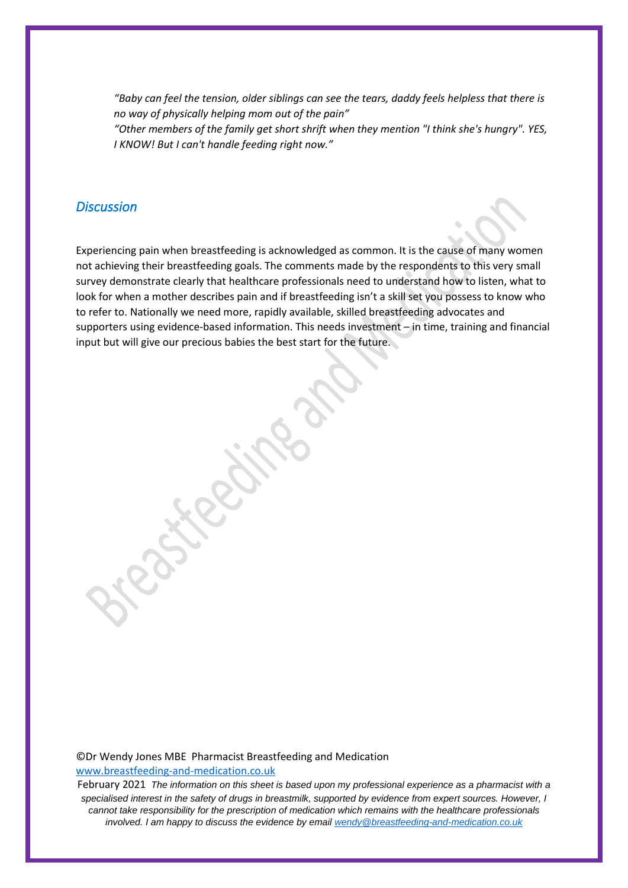*"Baby can feel the tension, older siblings can see the tears, daddy feels helpless that there is no way of physically helping mom out of the pain"*
*"Other members of the family get short shrift when they mention "I think she's hungry". YES, I KNOW! But I can't handle feeding right now."*

## *Discussion*

Experiencing pain when breastfeeding is acknowledged as common. It is the cause of many women not achieving their breastfeeding goals. The comments made by the respondents to this very small survey demonstrate clearly that healthcare professionals need to understand how to listen, what to look for when a mother describes pain and if breastfeeding isn't a skill set you possess to know who to refer to. Nationally we need more, rapidly available, skilled breastfeeding advocates and supporters using evidence-based information. This needs investment – in time, training and financial input but will give our precious babies the best start for the future.

©Dr Wendy Jones MBE Pharmacist Breastfeeding and Medication
www.breastfeeding-and-medication.co.uk
February 2021 *The information on this sheet is based upon my professional experience as a pharmacist with a specialised interest in the safety of drugs in breastmilk, supported by evidence from expert sources. However, I cannot take responsibility for the prescription of medication which remains with the healthcare professionals involved. I am happy to discuss the evidence by email wendy@breastfeeding-and-medication.co.uk*